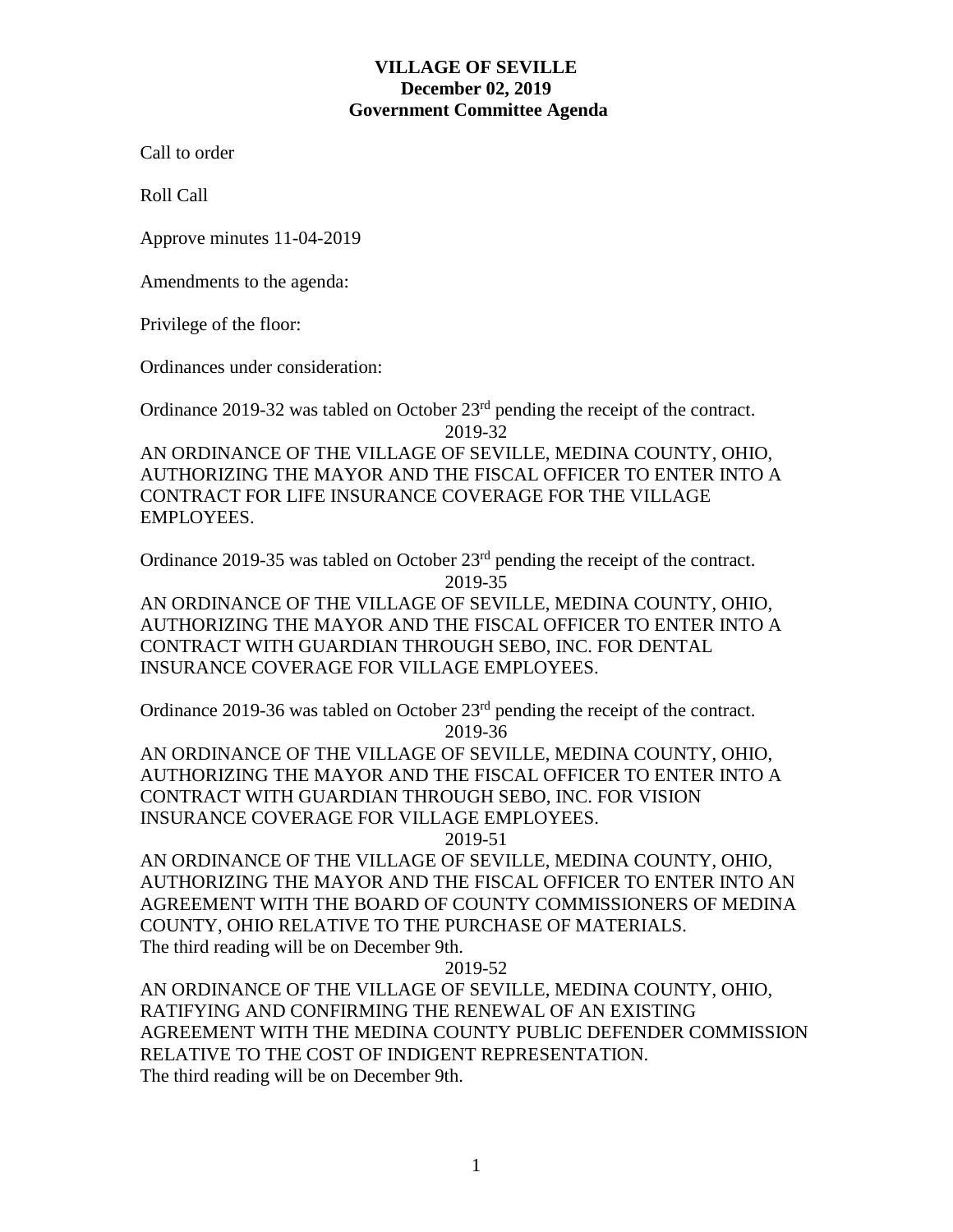# VILLAGE OF SEVILLE
## December 02, 2019
## Government Committee Agenda

Call to order

Roll Call

Approve minutes 11-04-2019

Amendments to the agenda:

Privilege of the floor:

Ordinances under consideration:

Ordinance 2019-32 was tabled on October 23rd pending the receipt of the contract.

2019-32

AN ORDINANCE OF THE VILLAGE OF SEVILLE, MEDINA COUNTY, OHIO, AUTHORIZING THE MAYOR AND THE FISCAL OFFICER TO ENTER INTO A CONTRACT FOR LIFE INSURANCE COVERAGE FOR THE VILLAGE EMPLOYEES.

Ordinance 2019-35 was tabled on October 23rd pending the receipt of the contract.

2019-35

AN ORDINANCE OF THE VILLAGE OF SEVILLE, MEDINA COUNTY, OHIO, AUTHORIZING THE MAYOR AND THE FISCAL OFFICER TO ENTER INTO A CONTRACT WITH GUARDIAN THROUGH SEBO, INC. FOR DENTAL INSURANCE COVERAGE FOR VILLAGE EMPLOYEES.

Ordinance 2019-36 was tabled on October 23rd pending the receipt of the contract.

2019-36

AN ORDINANCE OF THE VILLAGE OF SEVILLE, MEDINA COUNTY, OHIO, AUTHORIZING THE MAYOR AND THE FISCAL OFFICER TO ENTER INTO A CONTRACT WITH GUARDIAN THROUGH SEBO, INC. FOR VISION INSURANCE COVERAGE FOR VILLAGE EMPLOYEES.

2019-51

AN ORDINANCE OF THE VILLAGE OF SEVILLE, MEDINA COUNTY, OHIO, AUTHORIZING THE MAYOR AND THE FISCAL OFFICER TO ENTER INTO AN AGREEMENT WITH THE BOARD OF COUNTY COMMISSIONERS OF MEDINA COUNTY, OHIO RELATIVE TO THE PURCHASE OF MATERIALS.
The third reading will be on December 9th.

2019-52

AN ORDINANCE OF THE VILLAGE OF SEVILLE, MEDINA COUNTY, OHIO, RATIFYING AND CONFIRMING THE RENEWAL OF AN EXISTING AGREEMENT WITH THE MEDINA COUNTY PUBLIC DEFENDER COMMISSION RELATIVE TO THE COST OF INDIGENT REPRESENTATION.
The third reading will be on December 9th.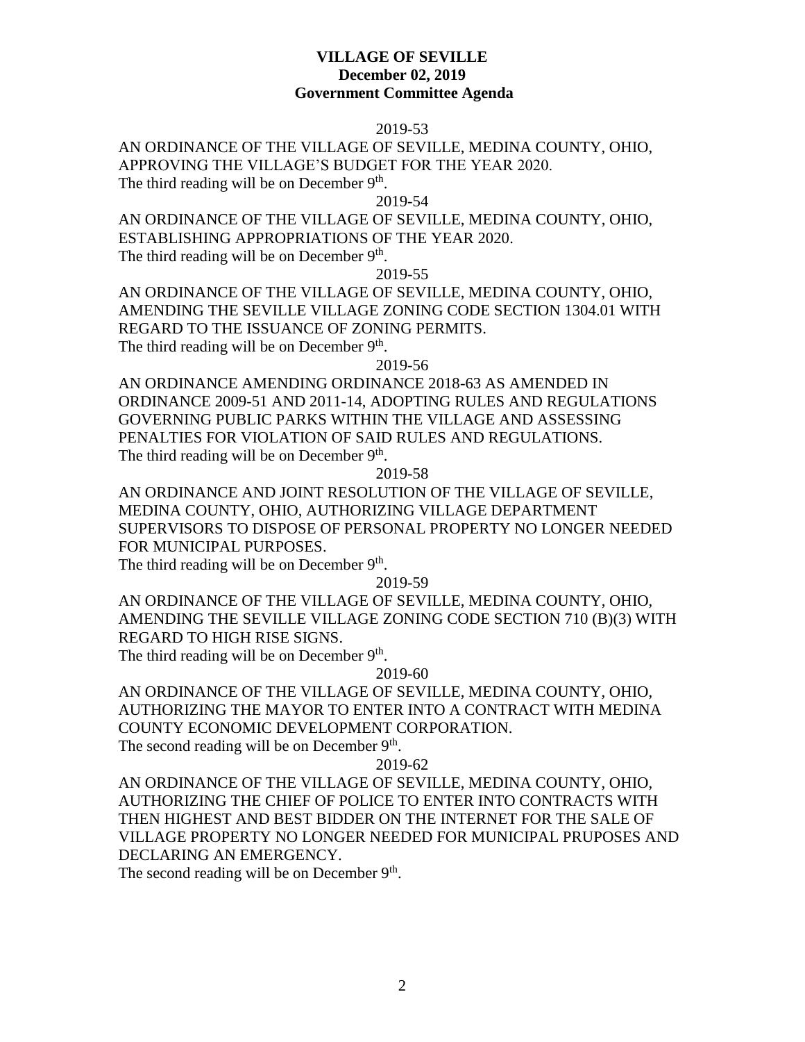**VILLAGE OF SEVILLE**
**December 02, 2019**
**Government Committee Agenda**

2019-53

AN ORDINANCE OF THE VILLAGE OF SEVILLE, MEDINA COUNTY, OHIO, APPROVING THE VILLAGE'S BUDGET FOR THE YEAR 2020.
The third reading will be on December 9th.

2019-54

AN ORDINANCE OF THE VILLAGE OF SEVILLE, MEDINA COUNTY, OHIO, ESTABLISHING APPROPRIATIONS OF THE YEAR 2020.
The third reading will be on December 9th.

2019-55

AN ORDINANCE OF THE VILLAGE OF SEVILLE, MEDINA COUNTY, OHIO, AMENDING THE SEVILLE VILLAGE ZONING CODE SECTION 1304.01 WITH REGARD TO THE ISSUANCE OF ZONING PERMITS.
The third reading will be on December 9th.

2019-56

AN ORDINANCE AMENDING ORDINANCE 2018-63 AS AMENDED IN ORDINANCE 2009-51 AND 2011-14, ADOPTING RULES AND REGULATIONS GOVERNING PUBLIC PARKS WITHIN THE VILLAGE AND ASSESSING PENALTIES FOR VIOLATION OF SAID RULES AND REGULATIONS.
The third reading will be on December 9th.

2019-58

AN ORDINANCE AND JOINT RESOLUTION OF THE VILLAGE OF SEVILLE, MEDINA COUNTY, OHIO, AUTHORIZING VILLAGE DEPARTMENT SUPERVISORS TO DISPOSE OF PERSONAL PROPERTY NO LONGER NEEDED FOR MUNICIPAL PURPOSES.
The third reading will be on December 9th.

2019-59

AN ORDINANCE OF THE VILLAGE OF SEVILLE, MEDINA COUNTY, OHIO, AMENDING THE SEVILLE VILLAGE ZONING CODE SECTION 710 (B)(3) WITH REGARD TO HIGH RISE SIGNS.
The third reading will be on December 9th.

2019-60

AN ORDINANCE OF THE VILLAGE OF SEVILLE, MEDINA COUNTY, OHIO, AUTHORIZING THE MAYOR TO ENTER INTO A CONTRACT WITH MEDINA COUNTY ECONOMIC DEVELOPMENT CORPORATION.
The second reading will be on December 9th.

2019-62

AN ORDINANCE OF THE VILLAGE OF SEVILLE, MEDINA COUNTY, OHIO, AUTHORIZING THE CHIEF OF POLICE TO ENTER INTO CONTRACTS WITH THEN HIGHEST AND BEST BIDDER ON THE INTERNET FOR THE SALE OF VILLAGE PROPERTY NO LONGER NEEDED FOR MUNICIPAL PRUPOSES AND DECLARING AN EMERGENCY.
The second reading will be on December 9th.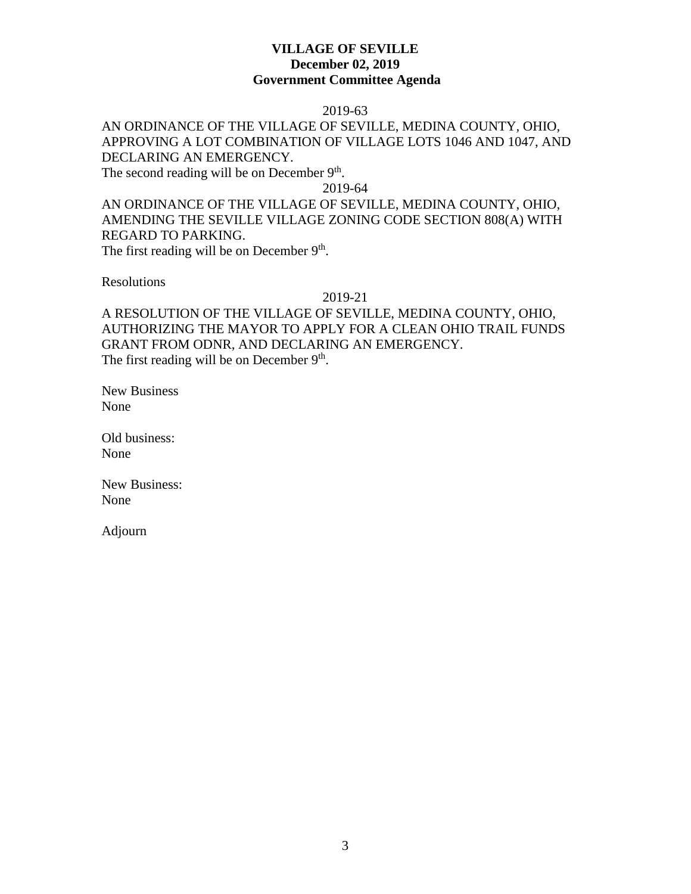**VILLAGE OF SEVILLE**
**December 02, 2019**
**Government Committee Agenda**

2019-63

AN ORDINANCE OF THE VILLAGE OF SEVILLE, MEDINA COUNTY, OHIO, APPROVING A LOT COMBINATION OF VILLAGE LOTS 1046 AND 1047, AND DECLARING AN EMERGENCY.
The second reading will be on December 9th.

2019-64

AN ORDINANCE OF THE VILLAGE OF SEVILLE, MEDINA COUNTY, OHIO, AMENDING THE SEVILLE VILLAGE ZONING CODE SECTION 808(A) WITH REGARD TO PARKING.
The first reading will be on December 9th.

Resolutions

2019-21

A RESOLUTION OF THE VILLAGE OF SEVILLE, MEDINA COUNTY, OHIO, AUTHORIZING THE MAYOR TO APPLY FOR A CLEAN OHIO TRAIL FUNDS GRANT FROM ODNR, AND DECLARING AN EMERGENCY.
The first reading will be on December 9th.

New Business
None

Old business:
None

New Business:
None

Adjourn